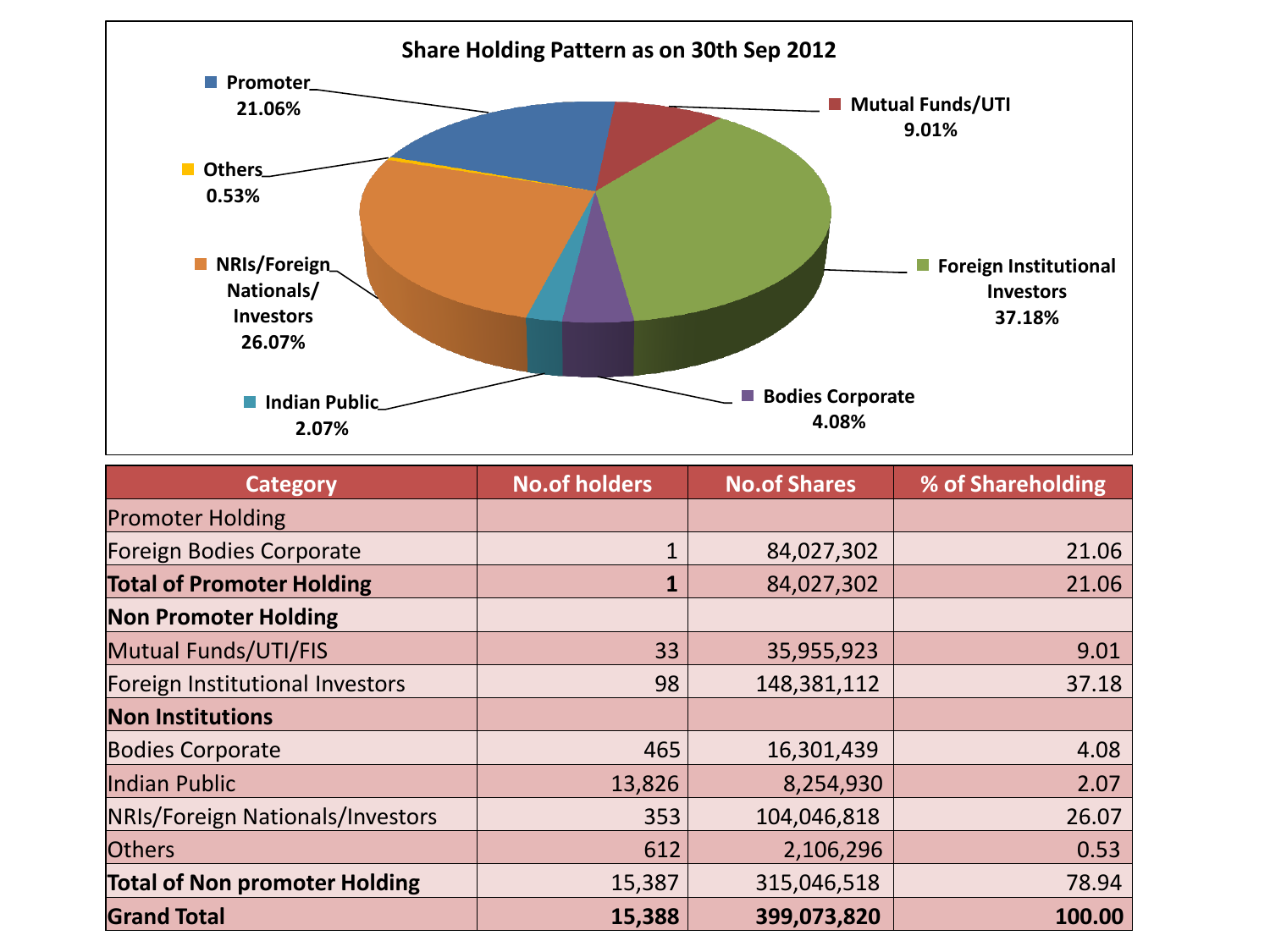## Share Holding Pattern as on 30th Sep 2012

- Promoter 21.06%
- Mutual Funds/UTI 9.01%
- Foreign Institutional Investors 37.18%
- Bodies Corporate 4.08%
- Indian Public 2.07%
- NRIs/Foreign Nationals/ Investors 26.07%
- Others 0.53%

| Category | No.of holders | No.of Shares | % of Shareholding |
|---|---|---|---|
| Promoter Holding | | | |
| Foreign Bodies Corporate | 1 | 84,027,302 | 21.06 |
| **Total of Promoter Holding** | **1** | 84,027,302 | 21.06 |
| **Non Promoter Holding** | | | |
| Mutual Funds/UTI/FIS | 33 | 35,955,923 | 9.01 |
| Foreign Institutional Investors | 98 | 148,381,112 | 37.18 |
| **Non Institutions** | | | |
| Bodies Corporate | 465 | 16,301,439 | 4.08 |
| Indian Public | 13,826 | 8,254,930 | 2.07 |
| NRIs/Foreign Nationals/Investors | 353 | 104,046,818 | 26.07 |
| Others | 612 | 2,106,296 | 0.53 |
| **Total of Non promoter Holding** | 15,387 | 315,046,518 | 78.94 |
| **Grand Total** | **15,388** | **399,073,820** | **100.00** |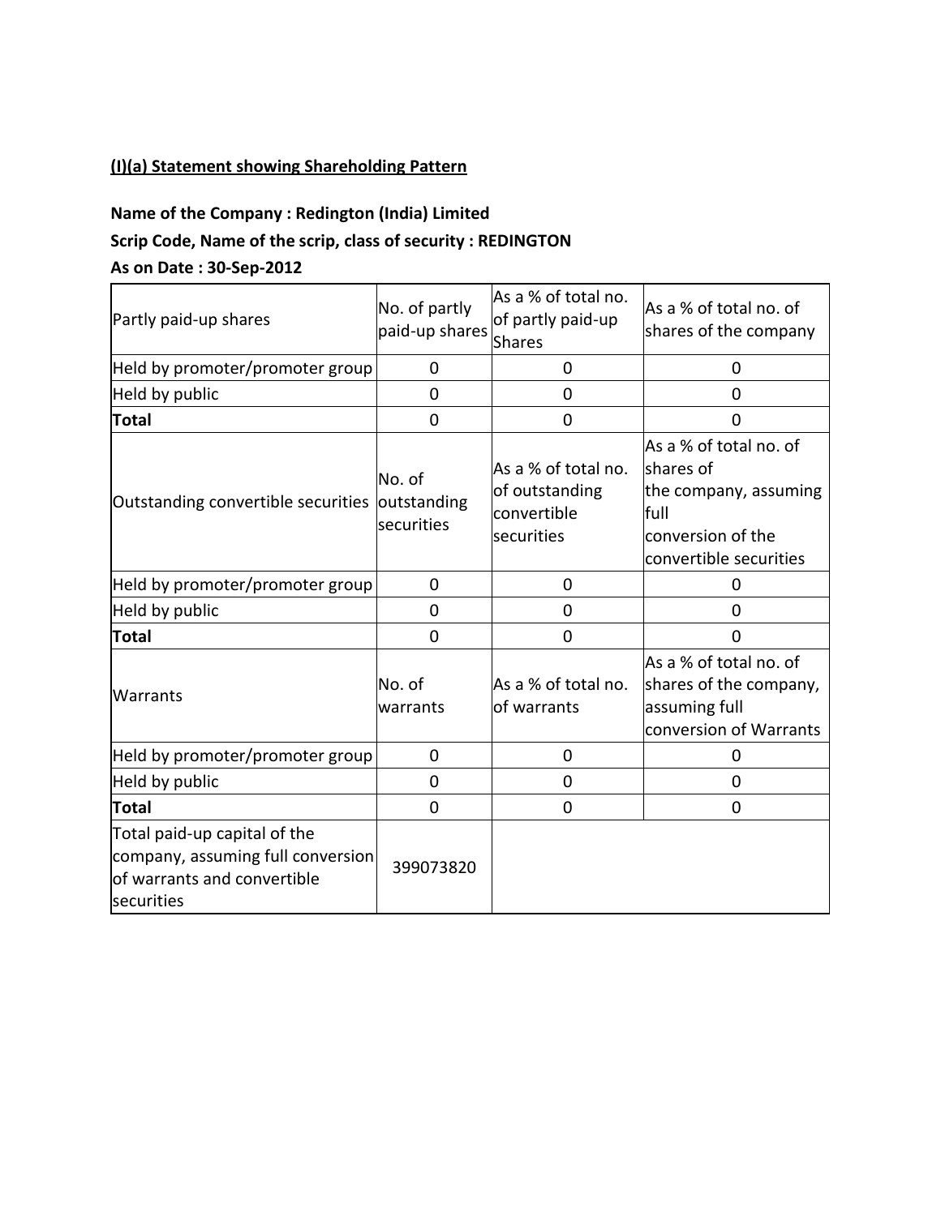**(I)(a) Statement showing Shareholding Pattern**

**Name of the Company : Redington (India) Limited**

**Scrip Code, Name of the scrip, class of security : REDINGTON**

**As on Date : 30-Sep-2012**

| Partly paid-up shares | No. of partly paid-up shares | As a % of total no. of partly paid-up Shares | As a % of total no. of shares of the company |
|---|---|---|---|
| Held by promoter/promoter group | 0 | 0 | 0 |
| Held by public | 0 | 0 | 0 |
| **Total** | 0 | 0 | 0 |
| Outstanding convertible securities | No. of outstanding securities | As a % of total no. of outstanding convertible securities | As a % of total no. of shares of the company, assuming full conversion of the convertible securities |
| Held by promoter/promoter group | 0 | 0 | 0 |
| Held by public | 0 | 0 | 0 |
| **Total** | 0 | 0 | 0 |
| Warrants | No. of warrants | As a % of total no. of warrants | As a % of total no. of shares of the company, assuming full conversion of Warrants |
| Held by promoter/promoter group | 0 | 0 | 0 |
| Held by public | 0 | 0 | 0 |
| **Total** | 0 | 0 | 0 |
| Total paid-up capital of the company, assuming full conversion of warrants and convertible securities | 399073820 | | |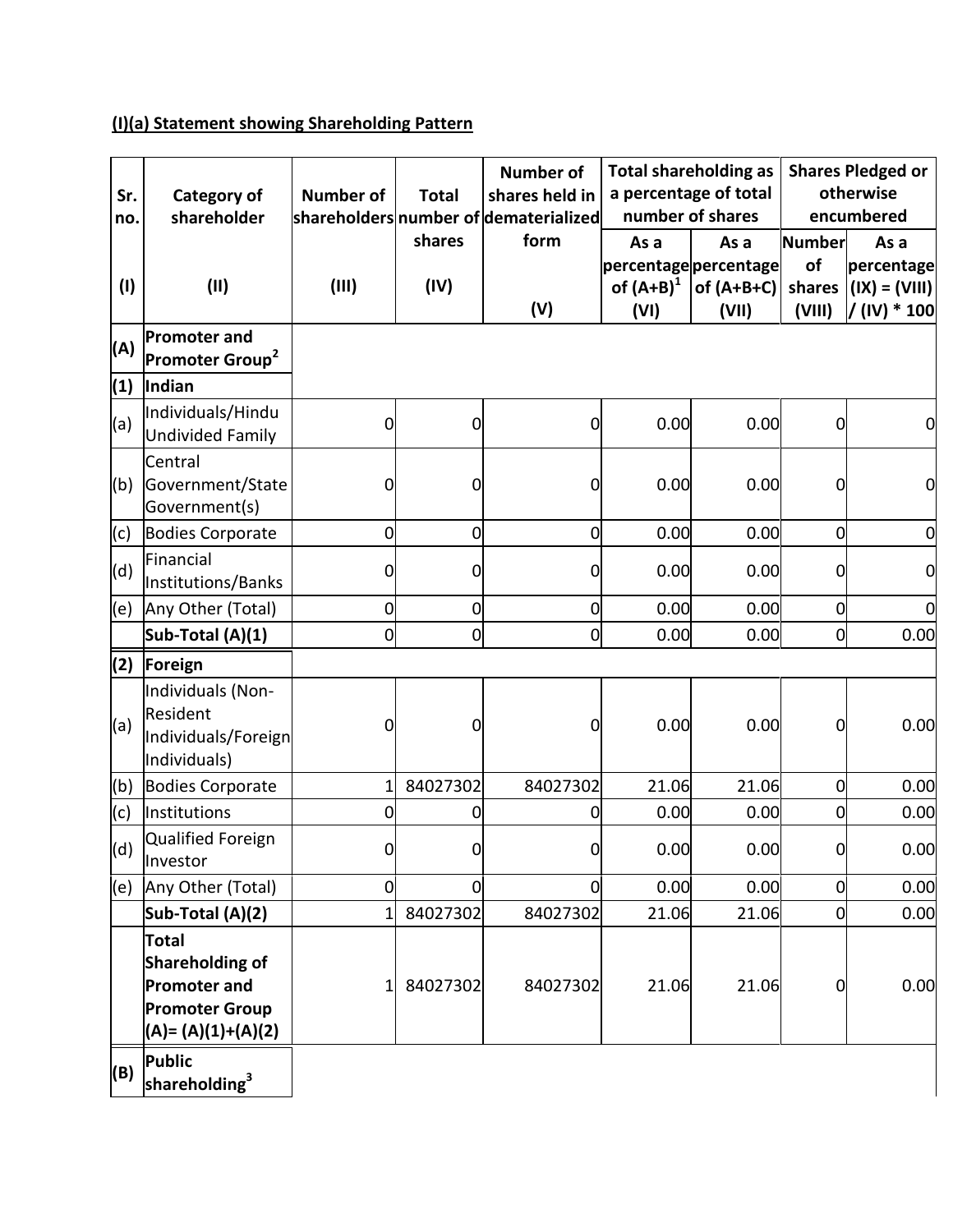## (I)(a) Statement showing Shareholding Pattern

| Sr. no. | Category of shareholder | Number of shareholders | Total number of shares | Number of shares held in dematerialized form | Total shareholding as a percentage of total number of shares | | Shares Pledged or otherwise encumbered | |
|---|---|---|---|---|---|---|---|---|
| | | | | | As a percentage of (A+B)[1] | As a percentage of (A+B+C) | Number of shares | As a percentage (IX) = (VIII) / (IV) * 100 |
| (I) | (II) | (III) | (IV) | (V) | (VI) | (VII) | (VIII) | |
| (A) | **Promoter and Promoter Group[2]** | | | | | | | |
| (1) | **Indian** | | | | | | | |
| (a) | Individuals/Hindu Undivided Family | 0 | 0 | 0 | 0.00 | 0.00 | 0 | 0 |
| (b) | Central Government/State Government(s) | 0 | 0 | 0 | 0.00 | 0.00 | 0 | 0 |
| (c) | Bodies Corporate | 0 | 0 | 0 | 0.00 | 0.00 | 0 | 0 |
| (d) | Financial Institutions/Banks | 0 | 0 | 0 | 0.00 | 0.00 | 0 | 0 |
| (e) | Any Other (Total) | 0 | 0 | 0 | 0.00 | 0.00 | 0 | 0 |
| | **Sub-Total (A)(1)** | 0 | 0 | 0 | 0.00 | 0.00 | 0 | 0.00 |
| (2) | **Foreign** | | | | | | | |
| (a) | Individuals (Non-Resident Individuals/Foreign Individuals) | 0 | 0 | 0 | 0.00 | 0.00 | 0 | 0.00 |
| (b) | Bodies Corporate | 1 | 84027302 | 84027302 | 21.06 | 21.06 | 0 | 0.00 |
| (c) | Institutions | 0 | 0 | 0 | 0.00 | 0.00 | 0 | 0.00 |
| (d) | Qualified Foreign Investor | 0 | 0 | 0 | 0.00 | 0.00 | 0 | 0.00 |
| (e) | Any Other (Total) | 0 | 0 | 0 | 0.00 | 0.00 | 0 | 0.00 |
| | **Sub-Total (A)(2)** | 1 | 84027302 | 84027302 | 21.06 | 21.06 | 0 | 0.00 |
| | **Total Shareholding of Promoter and Promoter Group (A)= (A)(1)+(A)(2)** | 1 | 84027302 | 84027302 | 21.06 | 21.06 | 0 | 0.00 |
| (B) | **Public shareholding[3]** | | | | | | | |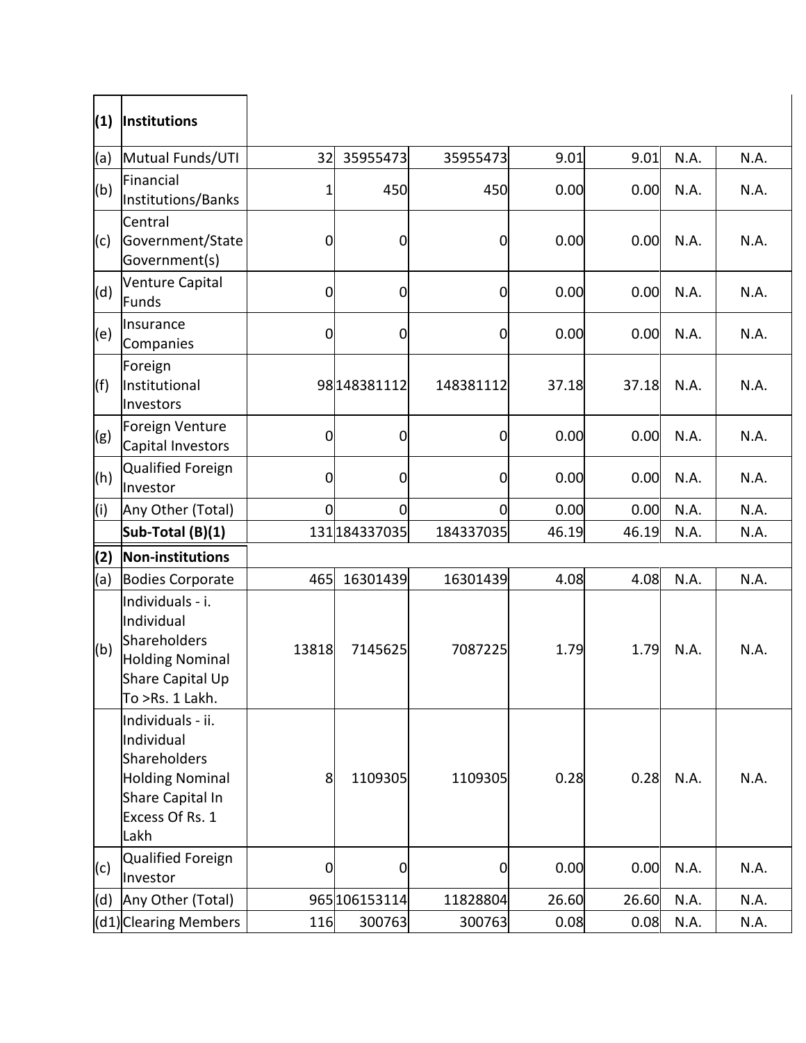| (1) | Institutions | | | | | | | |
|---|---|---|---|---|---|---|---|---|
| (a) | Mutual Funds/UTI | 32 | 35955473 | 35955473 | 9.01 | 9.01 | N.A. | N.A. |
| (b) | Financial Institutions/Banks | 1 | 450 | 450 | 0.00 | 0.00 | N.A. | N.A. |
| (c) | Central Government/State Government(s) | 0 | 0 | 0 | 0.00 | 0.00 | N.A. | N.A. |
| (d) | Venture Capital Funds | 0 | 0 | 0 | 0.00 | 0.00 | N.A. | N.A. |
| (e) | Insurance Companies | 0 | 0 | 0 | 0.00 | 0.00 | N.A. | N.A. |
| (f) | Foreign Institutional Investors | 98 | 148381112 | 148381112 | 37.18 | 37.18 | N.A. | N.A. |
| (g) | Foreign Venture Capital Investors | 0 | 0 | 0 | 0.00 | 0.00 | N.A. | N.A. |
| (h) | Qualified Foreign Investor | 0 | 0 | 0 | 0.00 | 0.00 | N.A. | N.A. |
| (i) | Any Other (Total) | 0 | 0 | 0 | 0.00 | 0.00 | N.A. | N.A. |
| | **Sub-Total (B)(1)** | 131 | 184337035 | 184337035 | 46.19 | 46.19 | N.A. | N.A. |
| **(2)** | **Non-institutions** | | | | | | | |
| (a) | Bodies Corporate | 465 | 16301439 | 16301439 | 4.08 | 4.08 | N.A. | N.A. |
| (b) | Individuals - i. Individual Shareholders Holding Nominal Share Capital Up To >Rs. 1 Lakh. | 13818 | 7145625 | 7087225 | 1.79 | 1.79 | N.A. | N.A. |
| | Individuals - ii. Individual Shareholders Holding Nominal Share Capital In Excess Of Rs. 1 Lakh | 8 | 1109305 | 1109305 | 0.28 | 0.28 | N.A. | N.A. |
| (c) | Qualified Foreign Investor | 0 | 0 | 0 | 0.00 | 0.00 | N.A. | N.A. |
| (d) | Any Other (Total) | 965 | 106153114 | 11828804 | 26.60 | 26.60 | N.A. | N.A. |
| (d1) | Clearing Members | 116 | 300763 | 300763 | 0.08 | 0.08 | N.A. | N.A. |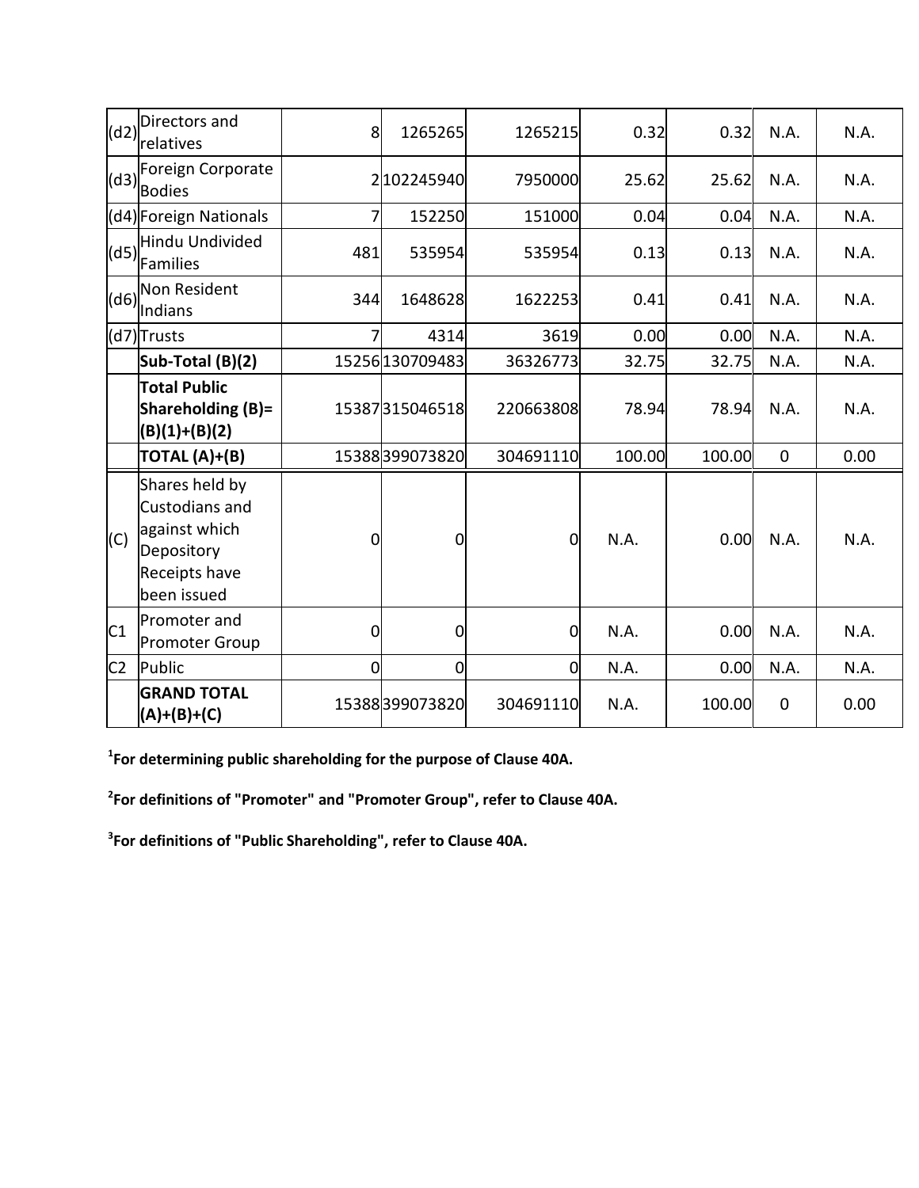| | | | | | | | | |
|---|---|---|---|---|---|---|---|---|
| (d2) | Directors and relatives | 8 | 1265265 | 1265215 | 0.32 | 0.32 | N.A. | N.A. |
| (d3) | Foreign Corporate Bodies | 2 | 102245940 | 7950000 | 25.62 | 25.62 | N.A. | N.A. |
| (d4) | Foreign Nationals | 7 | 152250 | 151000 | 0.04 | 0.04 | N.A. | N.A. |
| (d5) | Hindu Undivided Families | 481 | 535954 | 535954 | 0.13 | 0.13 | N.A. | N.A. |
| (d6) | Non Resident Indians | 344 | 1648628 | 1622253 | 0.41 | 0.41 | N.A. | N.A. |
| (d7) | Trusts | 7 | 4314 | 3619 | 0.00 | 0.00 | N.A. | N.A. |
| | **Sub-Total (B)(2)** | 15256 | 130709483 | 36326773 | 32.75 | 32.75 | N.A. | N.A. |
| | **Total Public Shareholding (B)= (B)(1)+(B)(2)** | 15387 | 315046518 | 220663808 | 78.94 | 78.94 | N.A. | N.A. |
| | **TOTAL (A)+(B)** | 15388 | 399073820 | 304691110 | 100.00 | 100.00 | 0 | 0.00 |
| (C) | Shares held by Custodians and against which Depository Receipts have been issued | 0 | 0 | 0 | N.A. | 0.00 | N.A. | N.A. |
| C1 | Promoter and Promoter Group | 0 | 0 | 0 | N.A. | 0.00 | N.A. | N.A. |
| C2 | Public | 0 | 0 | 0 | N.A. | 0.00 | N.A. | N.A. |
| | **GRAND TOTAL (A)+(B)+(C)** | 15388 | 399073820 | 304691110 | N.A. | 100.00 | 0 | 0.00 |

**[1]For determining public shareholding for the purpose of Clause 40A.**

**[2]For definitions of "Promoter" and "Promoter Group", refer to Clause 40A.**

**[3]For definitions of "Public Shareholding", refer to Clause 40A.**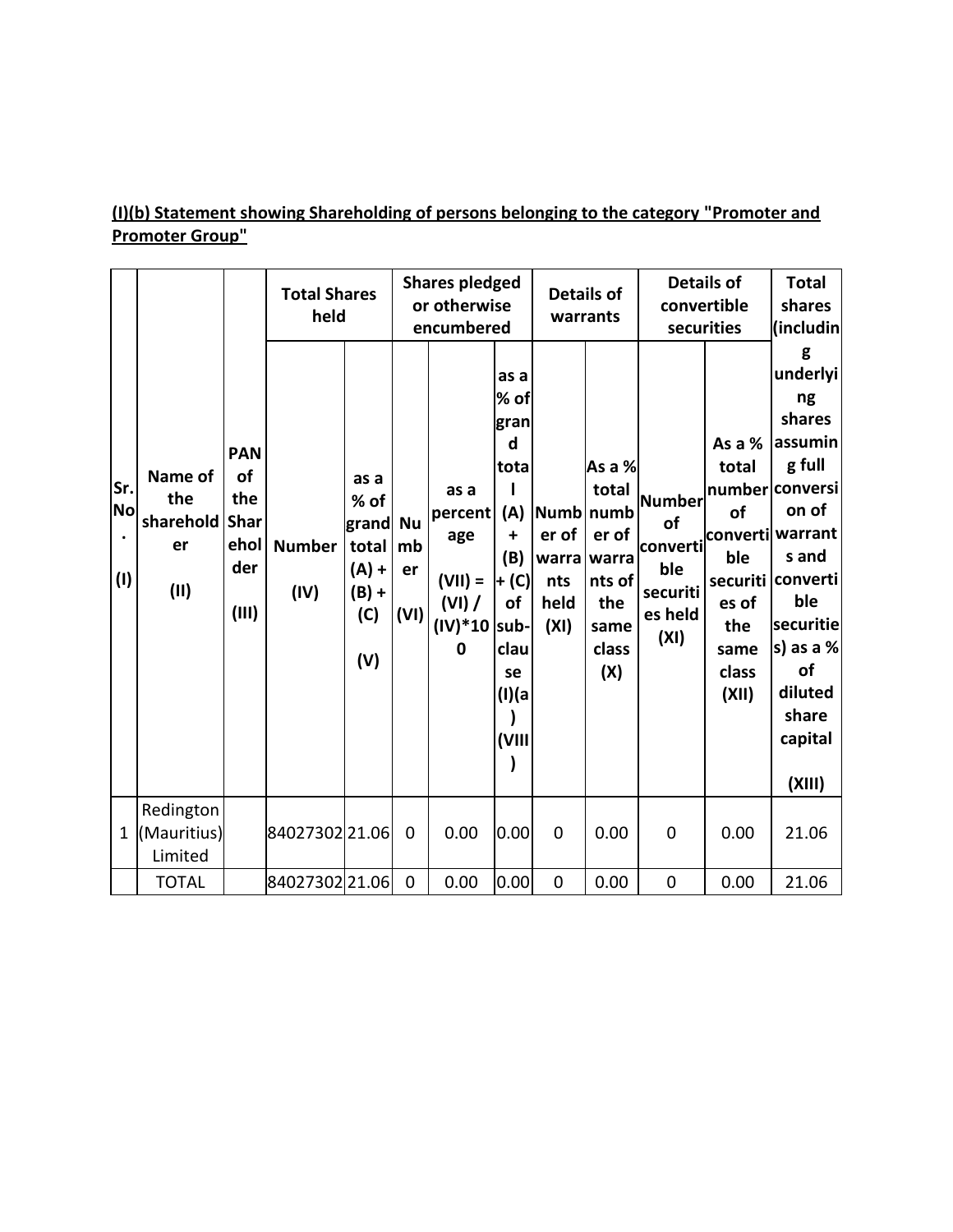**(I)(b) Statement showing Shareholding of persons belonging to the category "Promoter and Promoter Group"**

| Sr. No. (I) | Name of the shareholder (II) | PAN of the Shareholder (III) | Total Shares held | | Shares pledged or otherwise encumbered | | | Details of warrants | | Details of convertible securities | | Total shares (including underlying shares assuming full conversion of warrants and convertible securities) as a % of diluted share capital (XIII) |
|---|---|---|---|---|---|---|---|---|---|---|---|---|
| | | | Number (IV) | as a % of grand total (A) + (B) + (C) (V) | Number (VI) | as a percentage (VII) = (VI) / (IV)*100 | as a % of grand total (A) + (B) + (C) of sub-clause (I)(a) (VIII) | Number of warrants held (XI) | As a % total number of warrants of the same class (X) | Number of convertible securities held (XI) | As a % total number of convertible securities of the same class (XII) | |
| 1 | Redington (Mauritius) Limited | | 84027302 | 21.06 | 0 | 0.00 | 0.00 | 0 | 0.00 | 0 | 0.00 | 21.06 |
| | TOTAL | | 84027302 | 21.06 | 0 | 0.00 | 0.00 | 0 | 0.00 | 0 | 0.00 | 21.06 |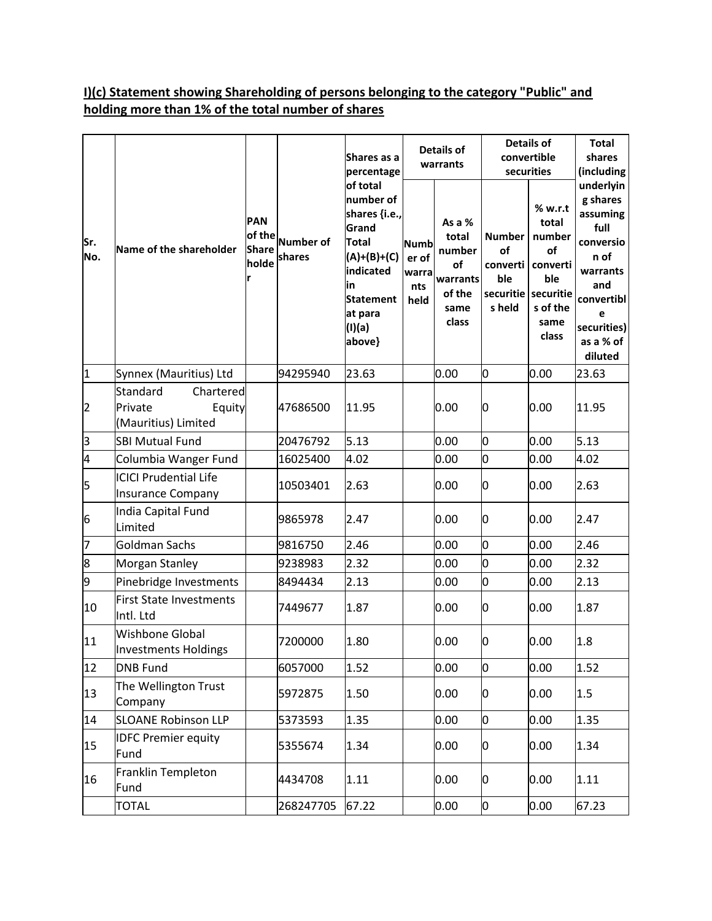**I)(c) Statement showing Shareholding of persons belonging to the category "Public" and holding more than 1% of the total number of shares**

| Sr. No. | Name of the shareholder | PAN of the Share holder | Number of shares | Shares as a percentage of total number of shares {i.e., Grand Total (A)+(B)+(C) indicated in Statement at para (I)(a) above} | Details of warrants | | Details of convertible securities | | Total shares (including underlying shares assuming full conversion of warrants and convertible securities) as a % of diluted |
|---|---|---|---|---|---|---|---|---|---|
| | | | | | Number of warrants held | As a % total number of warrants of the same class | Number of convertible securities held | % w.r.t total number of convertible securities of the same class | |
| 1 | Synnex (Mauritius) Ltd | | 94295940 | 23.63 | | 0.00 | 0 | 0.00 | 23.63 |
| 2 | Standard Chartered Private Equity (Mauritius) Limited | | 47686500 | 11.95 | | 0.00 | 0 | 0.00 | 11.95 |
| 3 | SBI Mutual Fund | | 20476792 | 5.13 | | 0.00 | 0 | 0.00 | 5.13 |
| 4 | Columbia Wanger Fund | | 16025400 | 4.02 | | 0.00 | 0 | 0.00 | 4.02 |
| 5 | ICICI Prudential Life Insurance Company | | 10503401 | 2.63 | | 0.00 | 0 | 0.00 | 2.63 |
| 6 | India Capital Fund Limited | | 9865978 | 2.47 | | 0.00 | 0 | 0.00 | 2.47 |
| 7 | Goldman Sachs | | 9816750 | 2.46 | | 0.00 | 0 | 0.00 | 2.46 |
| 8 | Morgan Stanley | | 9238983 | 2.32 | | 0.00 | 0 | 0.00 | 2.32 |
| 9 | Pinebridge Investments | | 8494434 | 2.13 | | 0.00 | 0 | 0.00 | 2.13 |
| 10 | First State Investments Intl. Ltd | | 7449677 | 1.87 | | 0.00 | 0 | 0.00 | 1.87 |
| 11 | Wishbone Global Investments Holdings | | 7200000 | 1.80 | | 0.00 | 0 | 0.00 | 1.8 |
| 12 | DNB Fund | | 6057000 | 1.52 | | 0.00 | 0 | 0.00 | 1.52 |
| 13 | The Wellington Trust Company | | 5972875 | 1.50 | | 0.00 | 0 | 0.00 | 1.5 |
| 14 | SLOANE Robinson LLP | | 5373593 | 1.35 | | 0.00 | 0 | 0.00 | 1.35 |
| 15 | IDFC Premier equity Fund | | 5355674 | 1.34 | | 0.00 | 0 | 0.00 | 1.34 |
| 16 | Franklin Templeton Fund | | 4434708 | 1.11 | | 0.00 | 0 | 0.00 | 1.11 |
| | TOTAL | | 268247705 | 67.22 | | 0.00 | 0 | 0.00 | 67.23 |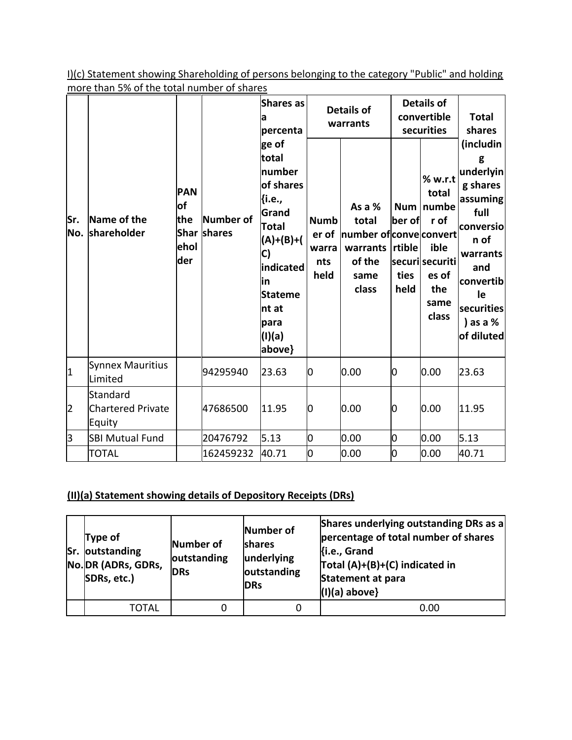I)(c) Statement showing Shareholding of persons belonging to the category "Public" and holding more than 5% of the total number of shares

| Sr. No. | Name of the shareholder | PAN of the Shareholder | Number of shares | Shares as a percentage of total number of shares {i.e., Grand Total (A)+(B)+(C) indicated in Statement at para (I)(a) above} | Details of warrants | | Details of convertible securities | | Total shares (including underlying shares assuming full conversion of warrants and convertible securities) as a % of diluted |
|---|---|---|---|---|---|---|---|---|---|
| | | | | | Number of warrants held | As a % total number of warrants of the same class | Number of convertible securities held | % w.r.t total number of convertible securities of the same class | |
| 1 | Synnex Mauritius Limited | | 94295940 | 23.63 | 0 | 0.00 | 0 | 0.00 | 23.63 |
| 2 | Standard Chartered Private Equity | | 47686500 | 11.95 | 0 | 0.00 | 0 | 0.00 | 11.95 |
| 3 | SBI Mutual Fund | | 20476792 | 5.13 | 0 | 0.00 | 0 | 0.00 | 5.13 |
| | TOTAL | | 162459232 | 40.71 | 0 | 0.00 | 0 | 0.00 | 40.71 |

**(II)(a) Statement showing details of Depository Receipts (DRs)**

| Sr. No. | Type of outstanding DR (ADRs, GDRs, SDRs, etc.) | Number of outstanding DRs | Number of shares underlying outstanding DRs | Shares underlying outstanding DRs as a percentage of total number of shares {i.e., Grand Total (A)+(B)+(C) indicated in Statement at para (I)(a) above} |
|---|---|---|---|---|
| | TOTAL | 0 | 0 | 0.00 |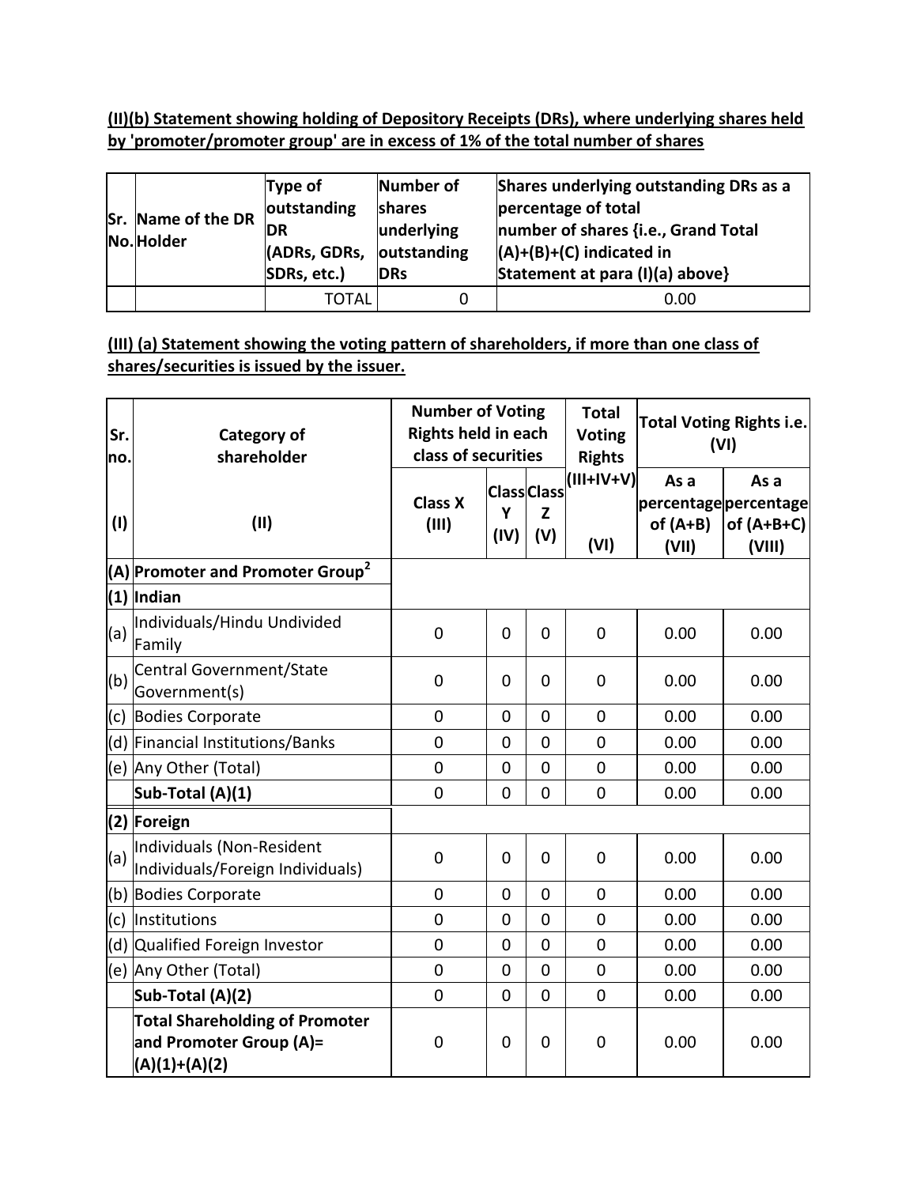**(II)(b) Statement showing holding of Depository Receipts (DRs), where underlying shares held by 'promoter/promoter group' are in excess of 1% of the total number of shares**

| Sr. No. | Name of the DR Holder | Type of outstanding DR (ADRs, GDRs, SDRs, etc.) | Number of shares underlying outstanding DRs | Shares underlying outstanding DRs as a percentage of total number of shares {i.e., Grand Total (A)+(B)+(C) indicated in Statement at para (I)(a) above} |
|---|---|---|---|---|
| | | TOTAL | 0 | 0.00 |

**(III) (a) Statement showing the voting pattern of shareholders, if more than one class of shares/securities is issued by the issuer.**

| Sr. no. | Category of shareholder | Number of Voting Rights held in each class of securities | | | Total Voting Rights | Total Voting Rights i.e. (VI) | |
|---|---|---|---|---|---|---|---|
| (I) | (II) | Class X (III) | Class Y (IV) | Class Z (V) | (III+IV+V) (VI) | As a percentage of (A+B) (VII) | As a percentage of (A+B+C) (VIII) |
| (A) | Promoter and Promoter Group[2] | | | | | | |
| (1) | Indian | | | | | | |
| (a) | Individuals/Hindu Undivided Family | 0 | 0 | 0 | 0 | 0.00 | 0.00 |
| (b) | Central Government/State Government(s) | 0 | 0 | 0 | 0 | 0.00 | 0.00 |
| (c) | Bodies Corporate | 0 | 0 | 0 | 0 | 0.00 | 0.00 |
| (d) | Financial Institutions/Banks | 0 | 0 | 0 | 0 | 0.00 | 0.00 |
| (e) | Any Other (Total) | 0 | 0 | 0 | 0 | 0.00 | 0.00 |
| | **Sub-Total (A)(1)** | 0 | 0 | 0 | 0 | 0.00 | 0.00 |
| (2) | Foreign | | | | | | |
| (a) | Individuals (Non-Resident Individuals/Foreign Individuals) | 0 | 0 | 0 | 0 | 0.00 | 0.00 |
| (b) | Bodies Corporate | 0 | 0 | 0 | 0 | 0.00 | 0.00 |
| (c) | Institutions | 0 | 0 | 0 | 0 | 0.00 | 0.00 |
| (d) | Qualified Foreign Investor | 0 | 0 | 0 | 0 | 0.00 | 0.00 |
| (e) | Any Other (Total) | 0 | 0 | 0 | 0 | 0.00 | 0.00 |
| | **Sub-Total (A)(2)** | 0 | 0 | 0 | 0 | 0.00 | 0.00 |
| | **Total Shareholding of Promoter and Promoter Group (A)= (A)(1)+(A)(2)** | 0 | 0 | 0 | 0 | 0.00 | 0.00 |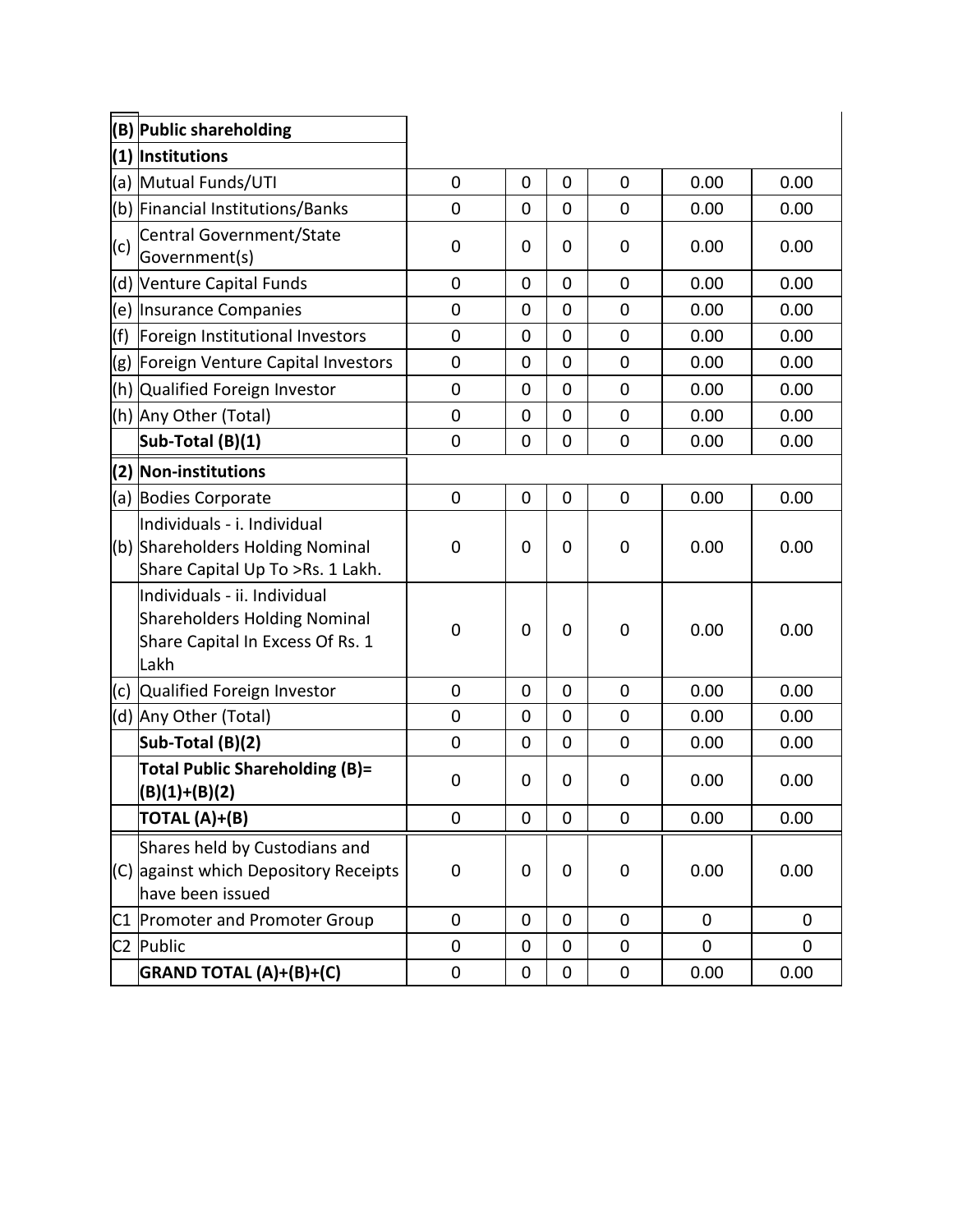| | | | | | | | |
|---|---|---|---|---|---|---|---|
| **(B)** | **Public shareholding** | | | | | | |
| **(1)** | **Institutions** | | | | | | |
| (a) | Mutual Funds/UTI | 0 | 0 | 0 | 0 | 0.00 | 0.00 |
| (b) | Financial Institutions/Banks | 0 | 0 | 0 | 0 | 0.00 | 0.00 |
| (c) | Central Government/State Government(s) | 0 | 0 | 0 | 0 | 0.00 | 0.00 |
| (d) | Venture Capital Funds | 0 | 0 | 0 | 0 | 0.00 | 0.00 |
| (e) | Insurance Companies | 0 | 0 | 0 | 0 | 0.00 | 0.00 |
| (f) | Foreign Institutional Investors | 0 | 0 | 0 | 0 | 0.00 | 0.00 |
| (g) | Foreign Venture Capital Investors | 0 | 0 | 0 | 0 | 0.00 | 0.00 |
| (h) | Qualified Foreign Investor | 0 | 0 | 0 | 0 | 0.00 | 0.00 |
| (h) | Any Other (Total) | 0 | 0 | 0 | 0 | 0.00 | 0.00 |
| | **Sub-Total (B)(1)** | 0 | 0 | 0 | 0 | 0.00 | 0.00 |
| **(2)** | **Non-institutions** | | | | | | |
| (a) | Bodies Corporate | 0 | 0 | 0 | 0 | 0.00 | 0.00 |
| (b) | Individuals - i. Individual Shareholders Holding Nominal Share Capital Up To >Rs. 1 Lakh. | 0 | 0 | 0 | 0 | 0.00 | 0.00 |
| | Individuals - ii. Individual Shareholders Holding Nominal Share Capital In Excess Of Rs. 1 Lakh | 0 | 0 | 0 | 0 | 0.00 | 0.00 |
| (c) | Qualified Foreign Investor | 0 | 0 | 0 | 0 | 0.00 | 0.00 |
| (d) | Any Other (Total) | 0 | 0 | 0 | 0 | 0.00 | 0.00 |
| | **Sub-Total (B)(2)** | 0 | 0 | 0 | 0 | 0.00 | 0.00 |
| | **Total Public Shareholding (B)= (B)(1)+(B)(2)** | 0 | 0 | 0 | 0 | 0.00 | 0.00 |
| | **TOTAL (A)+(B)** | 0 | 0 | 0 | 0 | 0.00 | 0.00 |
| (C) | Shares held by Custodians and against which Depository Receipts have been issued | 0 | 0 | 0 | 0 | 0.00 | 0.00 |
| C1 | Promoter and Promoter Group | 0 | 0 | 0 | 0 | 0 | 0 |
| C2 | Public | 0 | 0 | 0 | 0 | 0 | 0 |
| | **GRAND TOTAL (A)+(B)+(C)** | 0 | 0 | 0 | 0 | 0.00 | 0.00 |